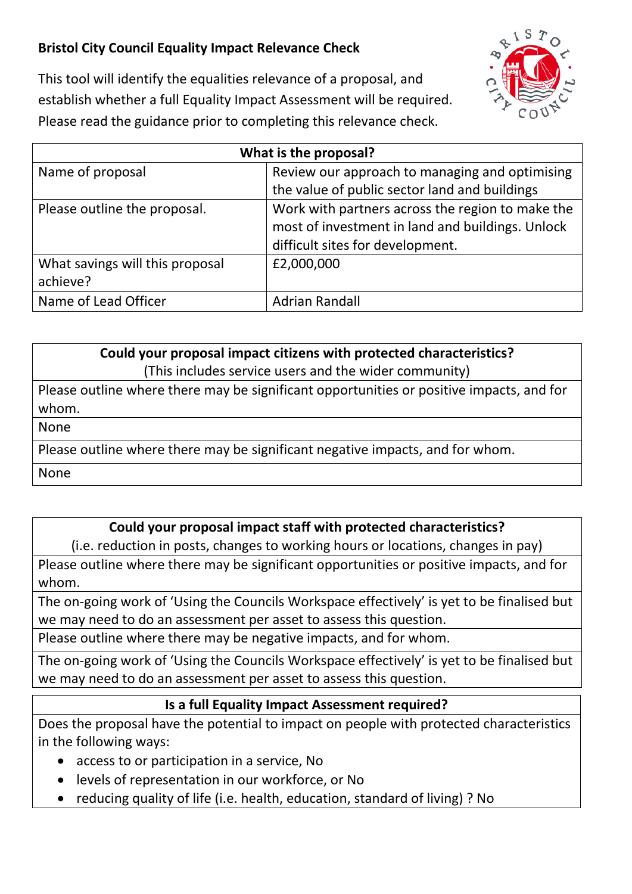# Bristol City Council Equality Impact Relevance Check

This tool will identify the equalities relevance of a proposal, and establish whether a full Equality Impact Assessment will be required. Please read the guidance prior to completing this relevance check.

| What is the proposal? | |
|---|---|
| Name of proposal | Review our approach to managing and optimising the value of public sector land and buildings |
| Please outline the proposal. | Work with partners across the region to make the most of investment in land and buildings. Unlock difficult sites for development. |
| What savings will this proposal achieve? | £2,000,000 |
| Name of Lead Officer | Adrian Randall |

| **Could your proposal impact citizens with protected characteristics?** (This includes service users and the wider community) |
|---|
| Please outline where there may be significant opportunities or positive impacts, and for whom. |
| None |
| Please outline where there may be significant negative impacts, and for whom. |
| None |

| **Could your proposal impact staff with protected characteristics?** (i.e. reduction in posts, changes to working hours or locations, changes in pay) |
|---|
| Please outline where there may be significant opportunities or positive impacts, and for whom. |
| The on-going work of 'Using the Councils Workspace effectively' is yet to be finalised but we may need to do an assessment per asset to assess this question. |
| Please outline where there may be negative impacts, and for whom. |
| The on-going work of 'Using the Councils Workspace effectively' is yet to be finalised but we may need to do an assessment per asset to assess this question. |

**Is a full Equality Impact Assessment required?**

Does the proposal have the potential to impact on people with protected characteristics in the following ways:

- access to or participation in a service, No
- levels of representation in our workforce, or No
- reducing quality of life (i.e. health, education, standard of living) ? No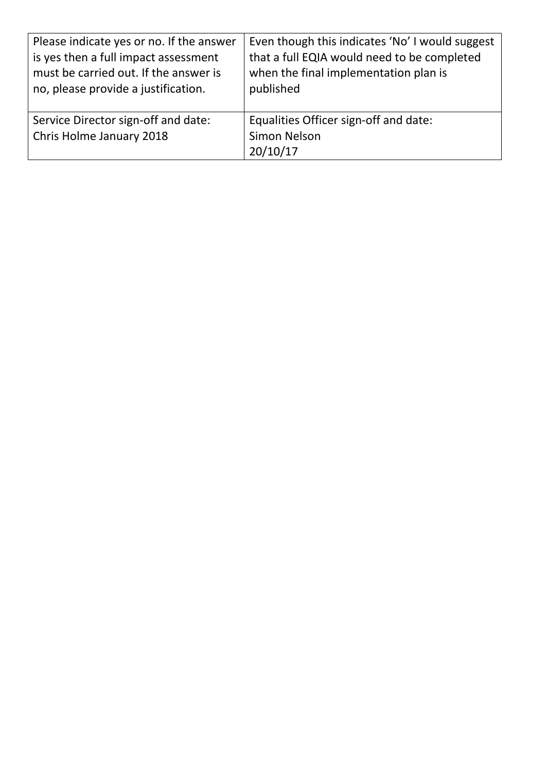| | |
|---|---|
| Please indicate yes or no. If the answer is yes then a full impact assessment must be carried out. If the answer is no, please provide a justification. | Even though this indicates 'No' I would suggest that a full EQIA would need to be completed when the final implementation plan is published |
| Service Director sign-off and date: Chris Holme January 2018 | Equalities Officer sign-off and date: Simon Nelson 20/10/17 |